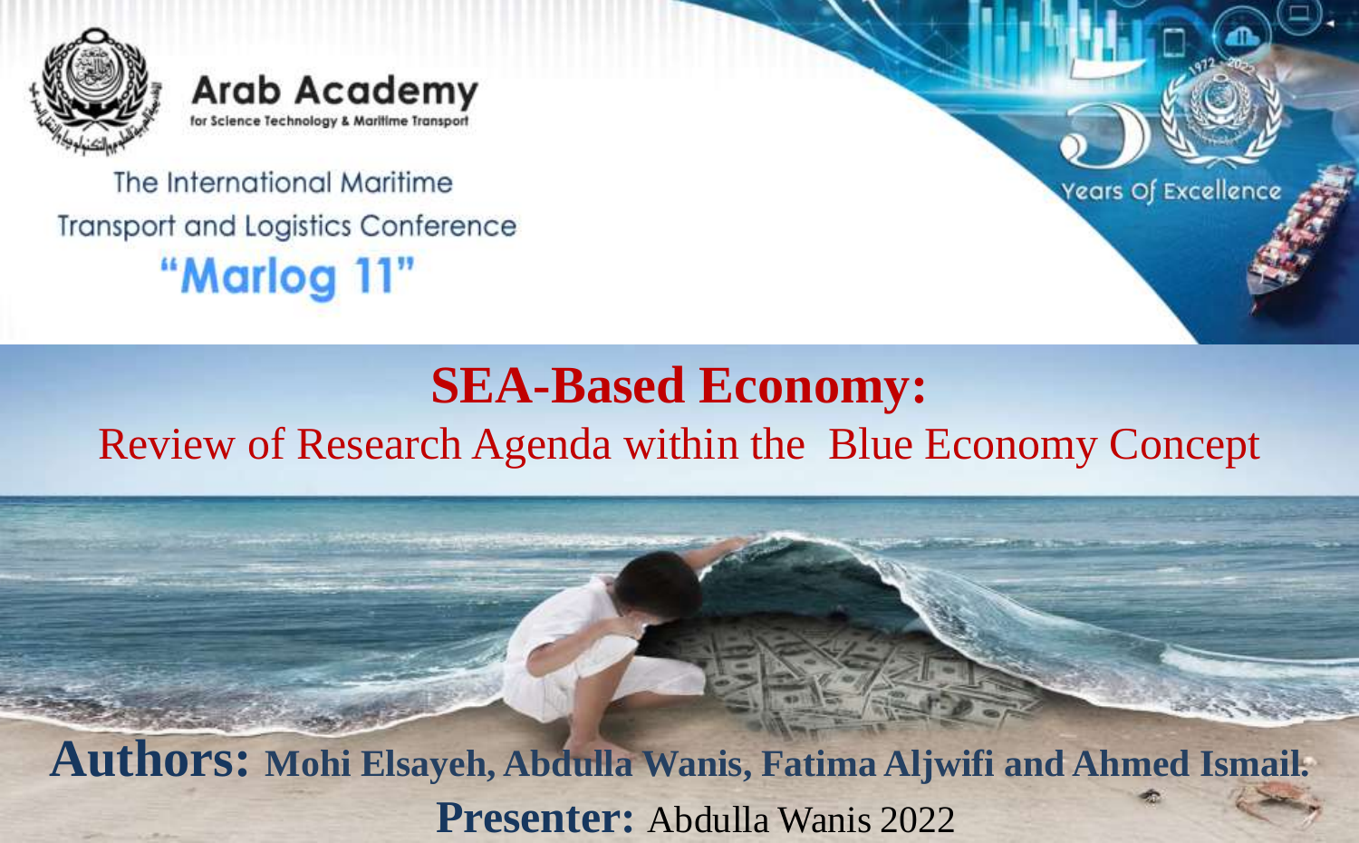Arab Academy
for Science Technology & Maritime Transport

The International Maritime Transport and Logistics Conference

"Marlog 11"

Years Of Excellence

# SEA-Based Economy:

## Review of Research Agenda within the Blue Economy Concept

**Authors:** **Mohi Elsayeh, Abdulla Wanis, Fatima Aljwifi and Ahmed Ismail.**

**Presenter:** Abdulla Wanis 2022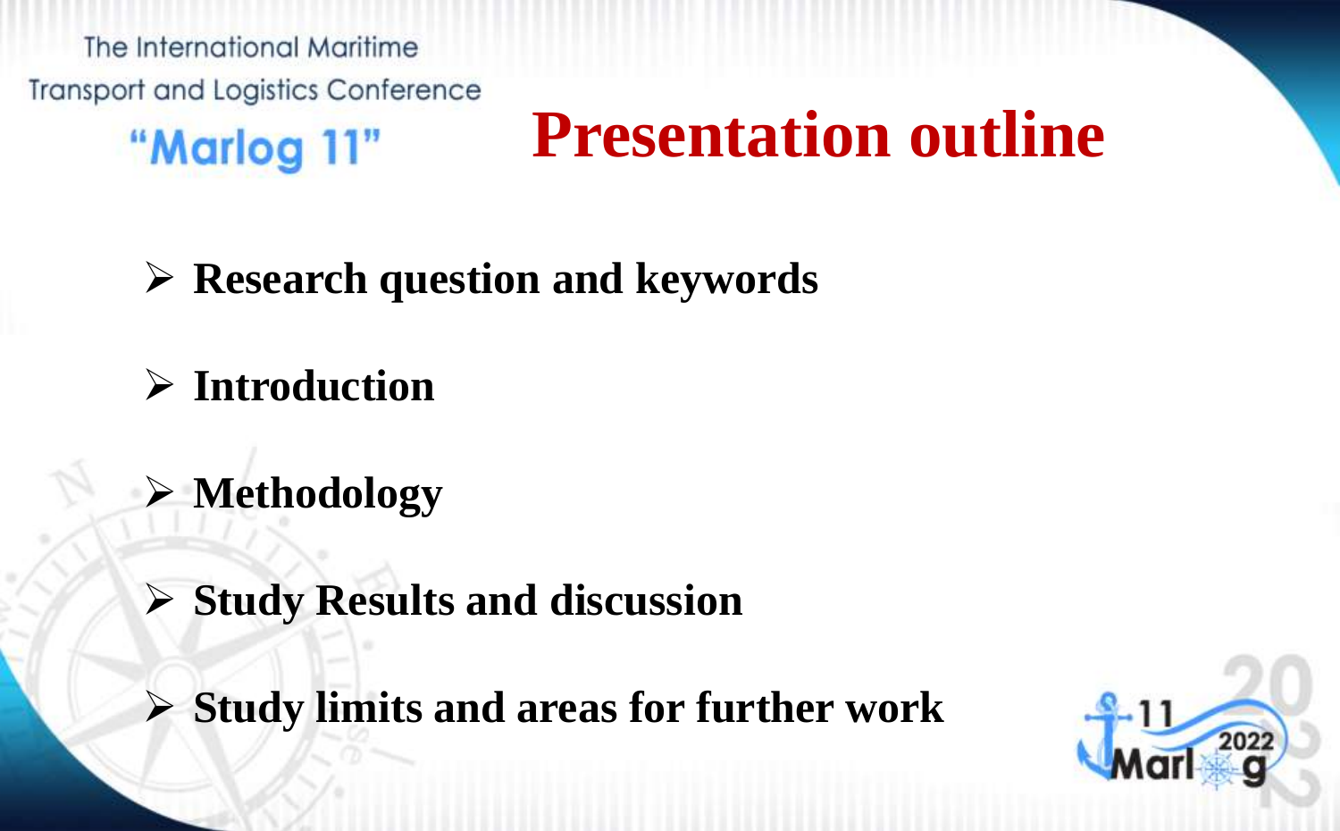# Presentation outline

- **Research question and keywords**
- **Introduction**
- **Methodology**
- **Study Results and discussion**
- **Study limits and areas for further work**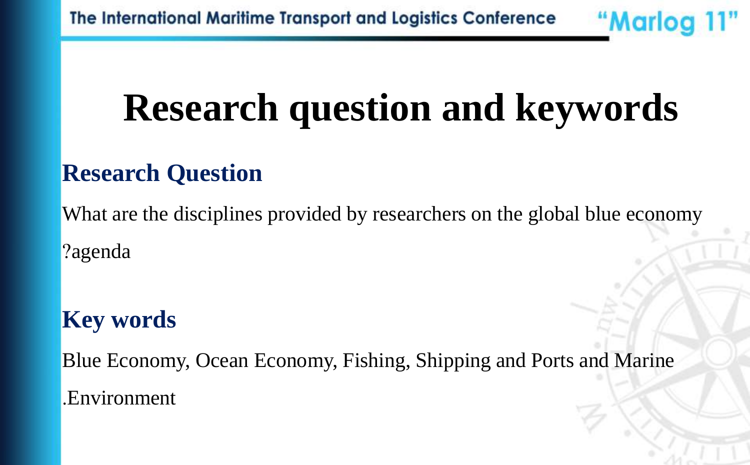# Research question and keywords

## Research Question

What are the disciplines provided by researchers on the global blue economy ?agenda

## Key words

Blue Economy, Ocean Economy, Fishing, Shipping and Ports and Marine .Environment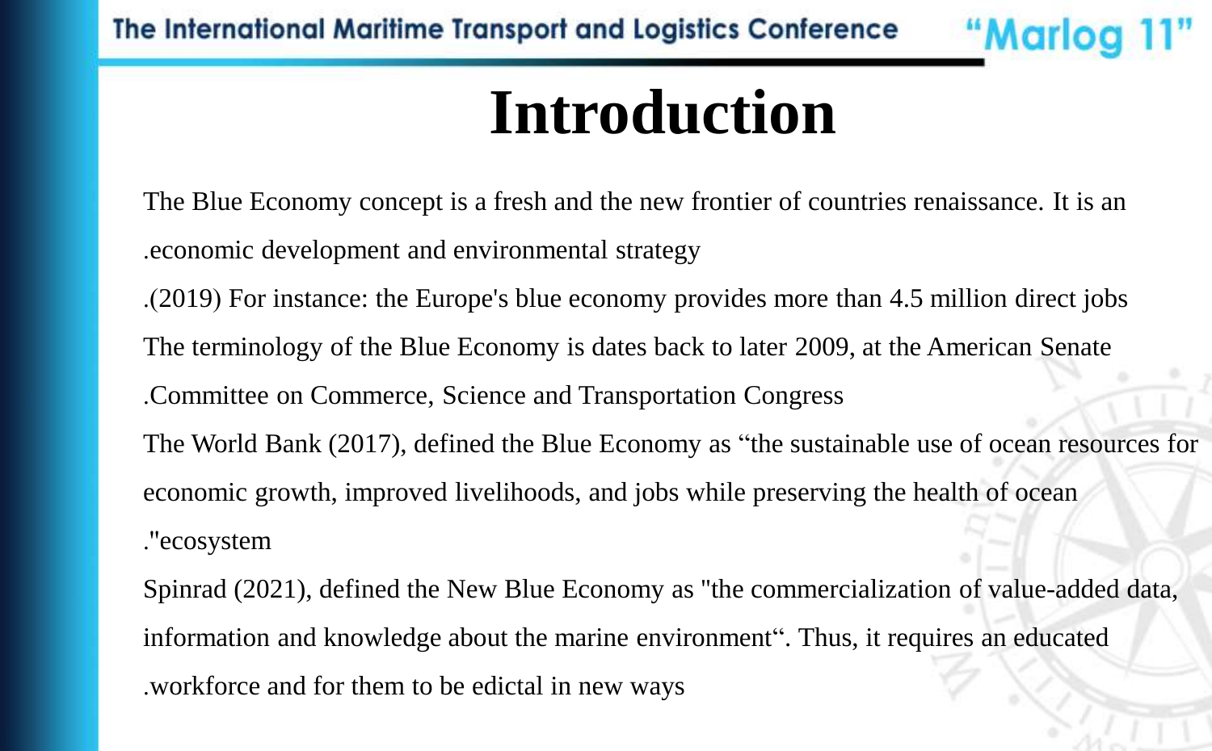# Introduction

The Blue Economy concept is a fresh and the new frontier of countries renaissance. It is an .economic development and environmental strategy

.(2019) For instance: the Europe's blue economy provides more than 4.5 million direct jobs

The terminology of the Blue Economy is dates back to later 2009, at the American Senate .Committee on Commerce, Science and Transportation Congress

The World Bank (2017), defined the Blue Economy as "the sustainable use of ocean resources for economic growth, improved livelihoods, and jobs while preserving the health of ocean ."ecosystem

Spinrad (2021), defined the New Blue Economy as "the commercialization of value-added data, information and knowledge about the marine environment". Thus, it requires an educated .workforce and for them to be edictal in new ways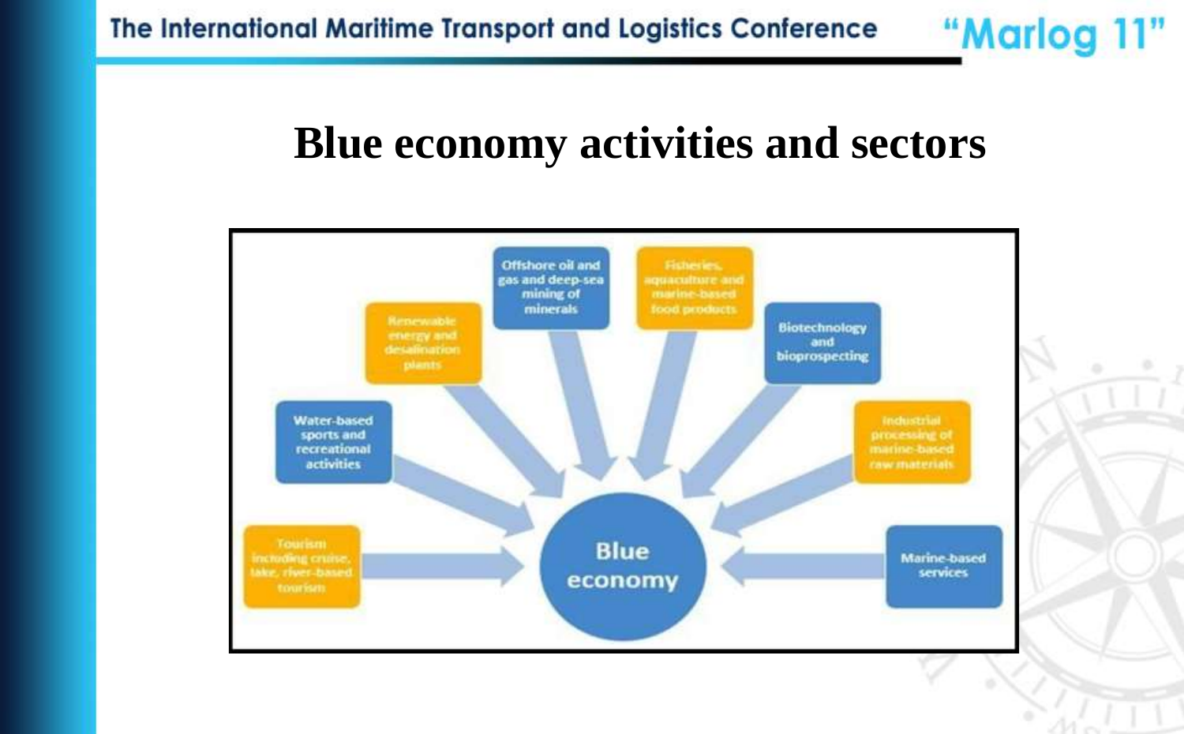# Blue economy activities and sectors

- Offshore oil and gas and deep-sea mining of minerals
- Fisheries, aquaculture and marine-based food products
- Biotechnology and bioprospecting
- Industrial processing of marine-based raw materials
- Marine-based services
- Renewable energy and desalination plants
- Water-based sports and recreational activities
- Tourism including cruise, lake, river-based tourism

Blue economy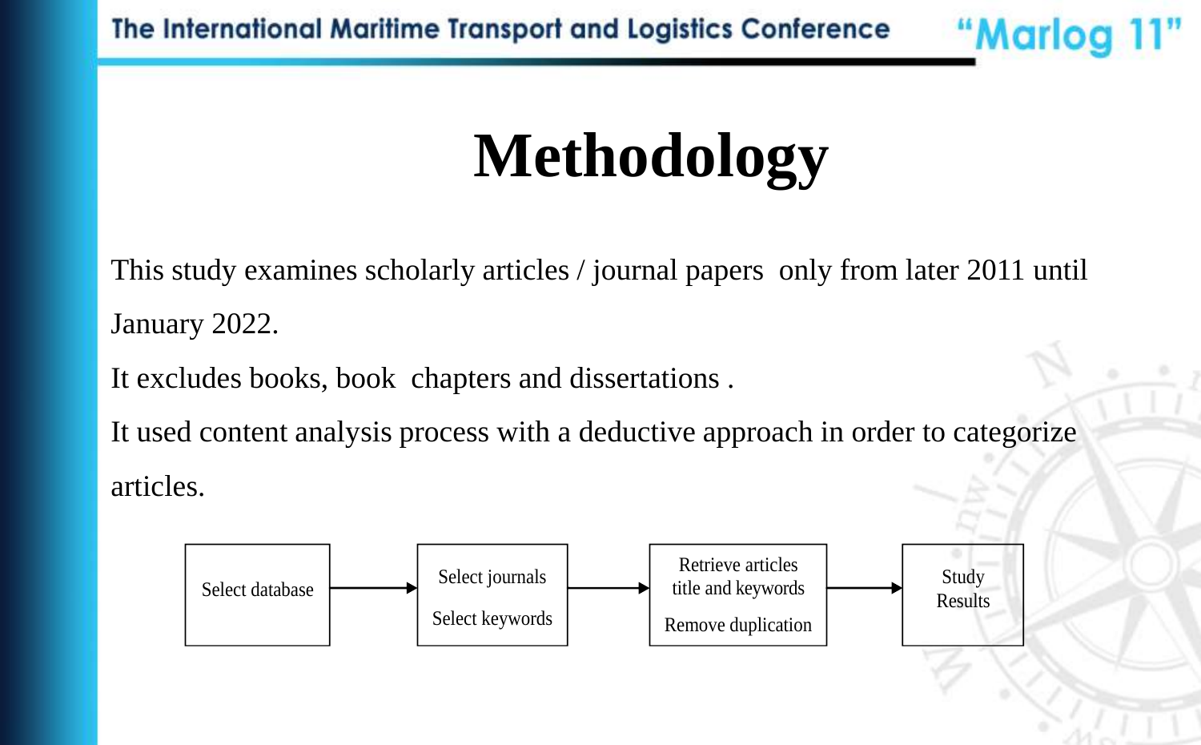# Methodology

This study examines scholarly articles / journal papers only from later 2011 until January 2022.

It excludes books, book chapters and dissertations .

It used content analysis process with a deductive approach in order to categorize articles.

Select database → Select journals / Select keywords → Retrieve articles title and keywords / Remove duplication → Study Results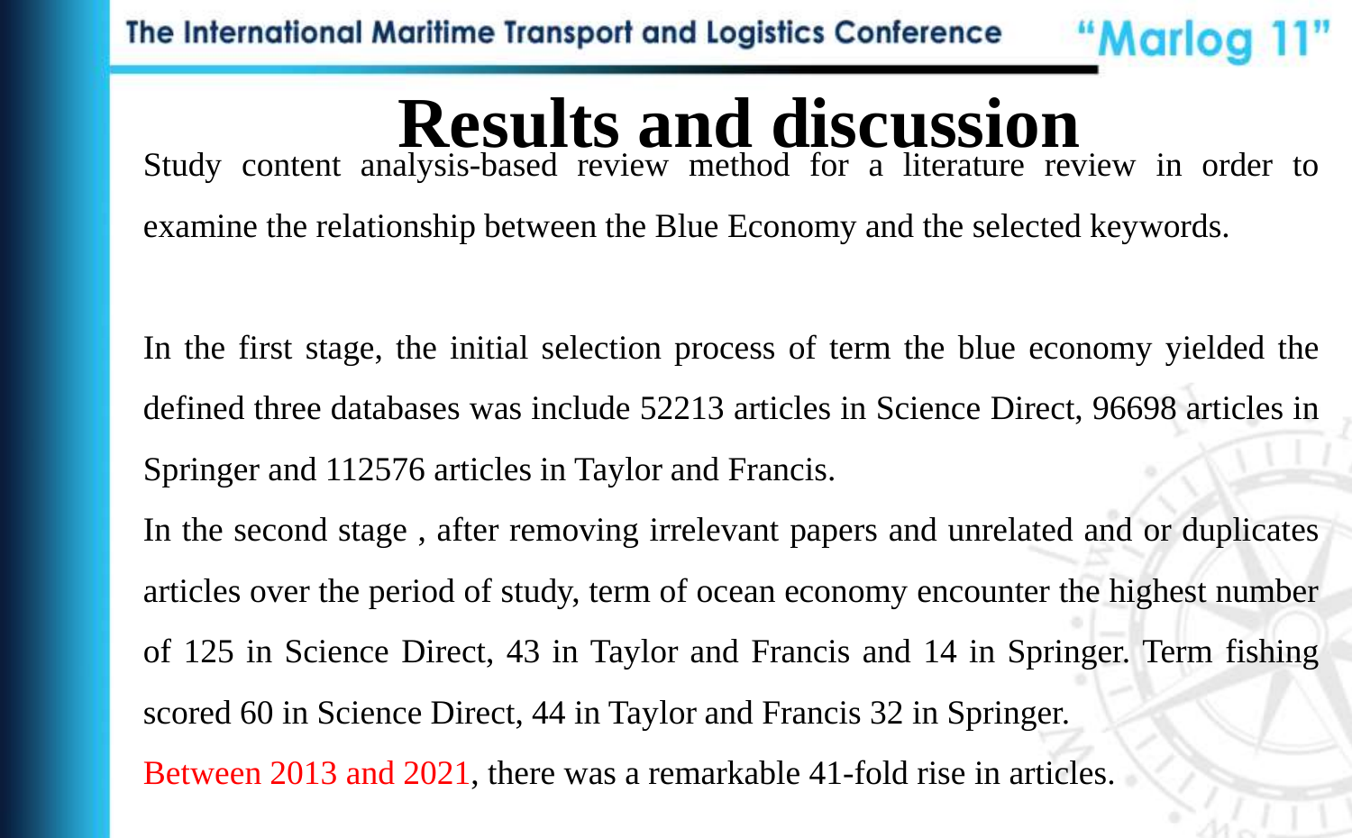# Results and discussion

Study content analysis-based review method for a literature review in order to examine the relationship between the Blue Economy and the selected keywords.

In the first stage, the initial selection process of term the blue economy yielded the defined three databases was include 52213 articles in Science Direct, 96698 articles in Springer and 112576 articles in Taylor and Francis.

In the second stage , after removing irrelevant papers and unrelated and or duplicates articles over the period of study, term of ocean economy encounter the highest number of 125 in Science Direct, 43 in Taylor and Francis and 14 in Springer. Term fishing scored 60 in Science Direct, 44 in Taylor and Francis 32 in Springer.

Between 2013 and 2021, there was a remarkable 41-fold rise in articles.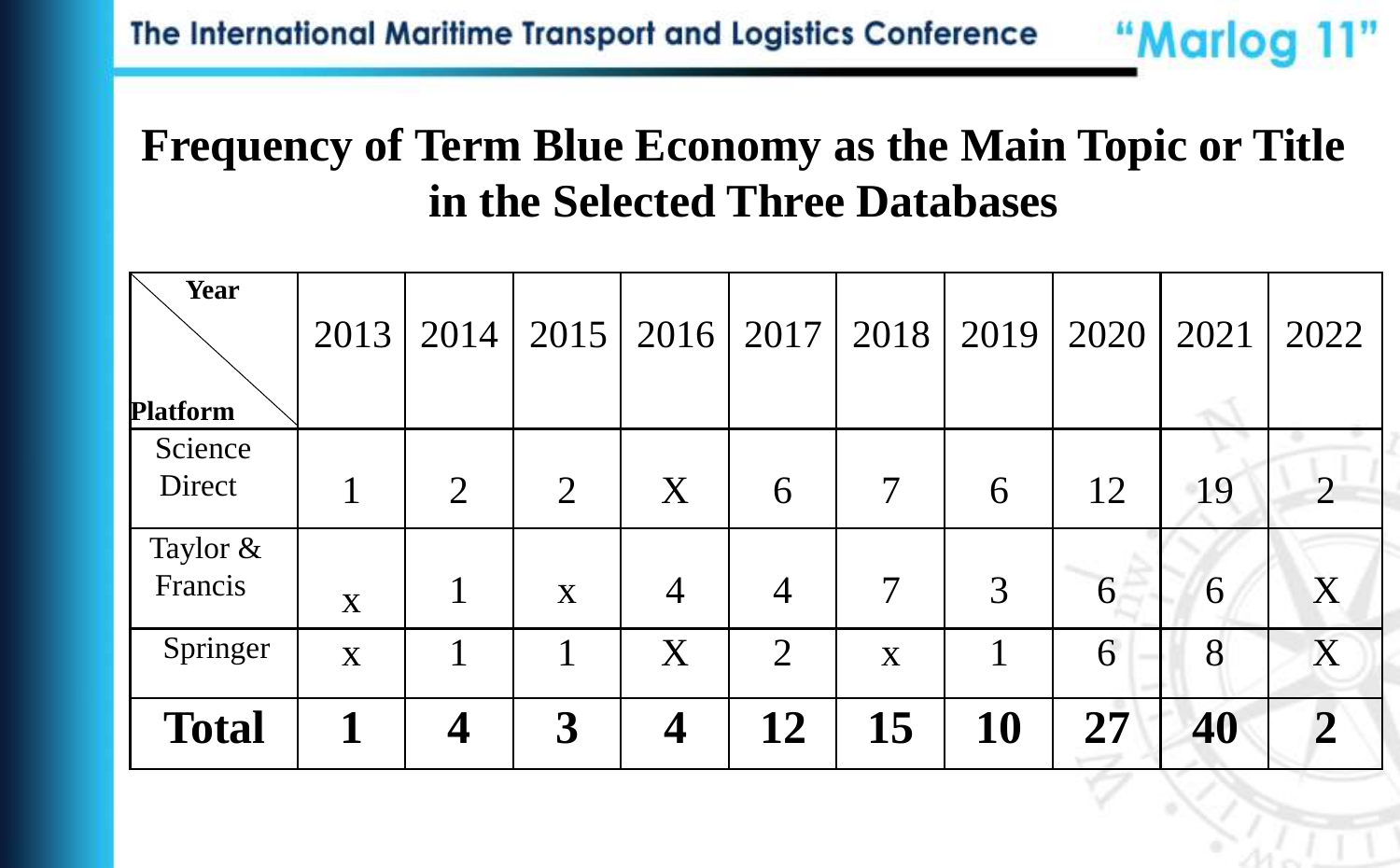# Frequency of Term Blue Economy as the Main Topic or Title in the Selected Three Databases

| Year / Platform | 2013 | 2014 | 2015 | 2016 | 2017 | 2018 | 2019 | 2020 | 2021 | 2022 |
|---|---|---|---|---|---|---|---|---|---|---|
| Science Direct | 1 | 2 | 2 | X | 6 | 7 | 6 | 12 | 19 | 2 |
| Taylor & Francis | x | 1 | x | 4 | 4 | 7 | 3 | 6 | 6 | X |
| Springer | x | 1 | 1 | X | 2 | x | 1 | 6 | 8 | X |
| **Total** | **1** | **4** | **3** | **4** | **12** | **15** | **10** | **27** | **40** | **2** |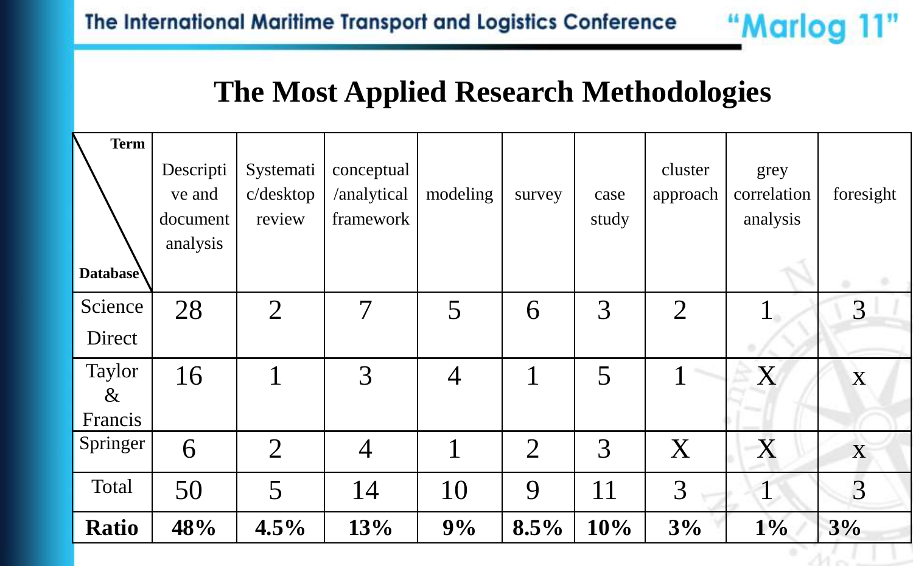# The Most Applied Research Methodologies

| Term / Database | Descriptive and document analysis | Systematic/desktop review | conceptual /analytical framework | modeling | survey | case study | cluster approach | grey correlation analysis | foresight |
|---|---|---|---|---|---|---|---|---|---|
| Science Direct | 28 | 2 | 7 | 5 | 6 | 3 | 2 | 1 | 3 |
| Taylor & Francis | 16 | 1 | 3 | 4 | 1 | 5 | 1 | X | x |
| Springer | 6 | 2 | 4 | 1 | 2 | 3 | X | X | x |
| Total | 50 | 5 | 14 | 10 | 9 | 11 | 3 | 1 | 3 |
| **Ratio** | **48%** | **4.5%** | **13%** | **9%** | **8.5%** | **10%** | **3%** | **1%** | **3%** |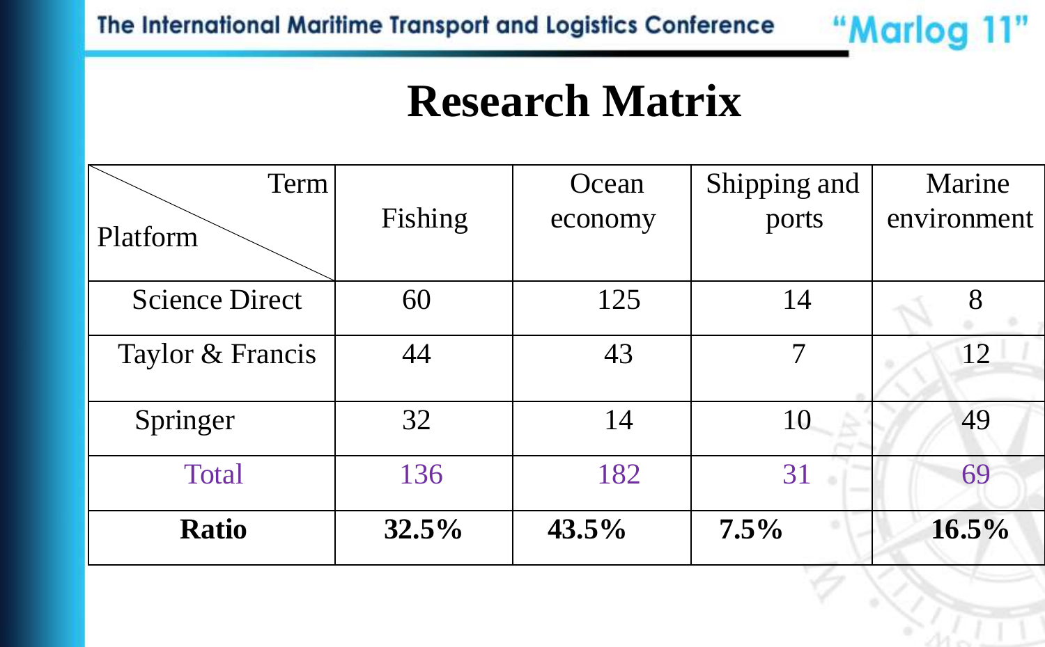# Research Matrix

| Platform \ Term | Fishing | Ocean economy | Shipping and ports | Marine environment |
|---|---|---|---|---|
| Science Direct | 60 | 125 | 14 | 8 |
| Taylor & Francis | 44 | 43 | 7 | 12 |
| Springer | 32 | 14 | 10 | 49 |
| Total | 136 | 182 | 31 | 69 |
| **Ratio** | **32.5%** | **43.5%** | **7.5%** | **16.5%** |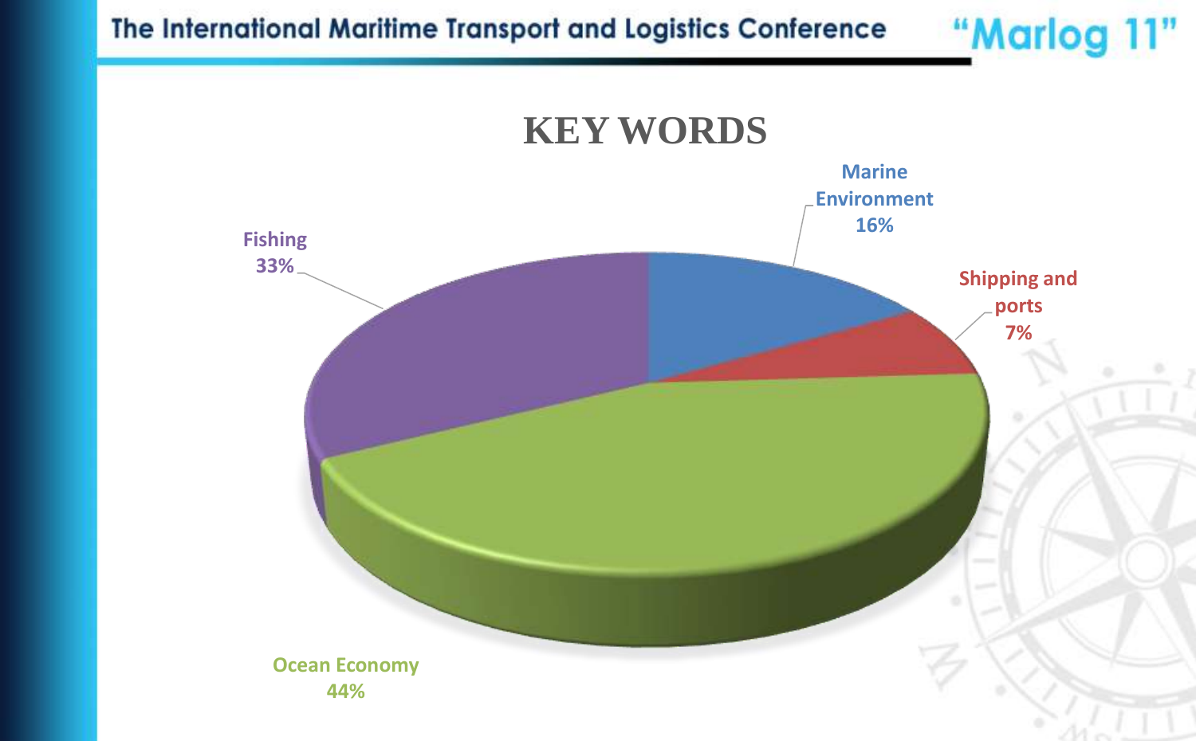# KEY WORDS

- Marine Environment 16%
- Shipping and ports 7%
- Ocean Economy 44%
- Fishing 33%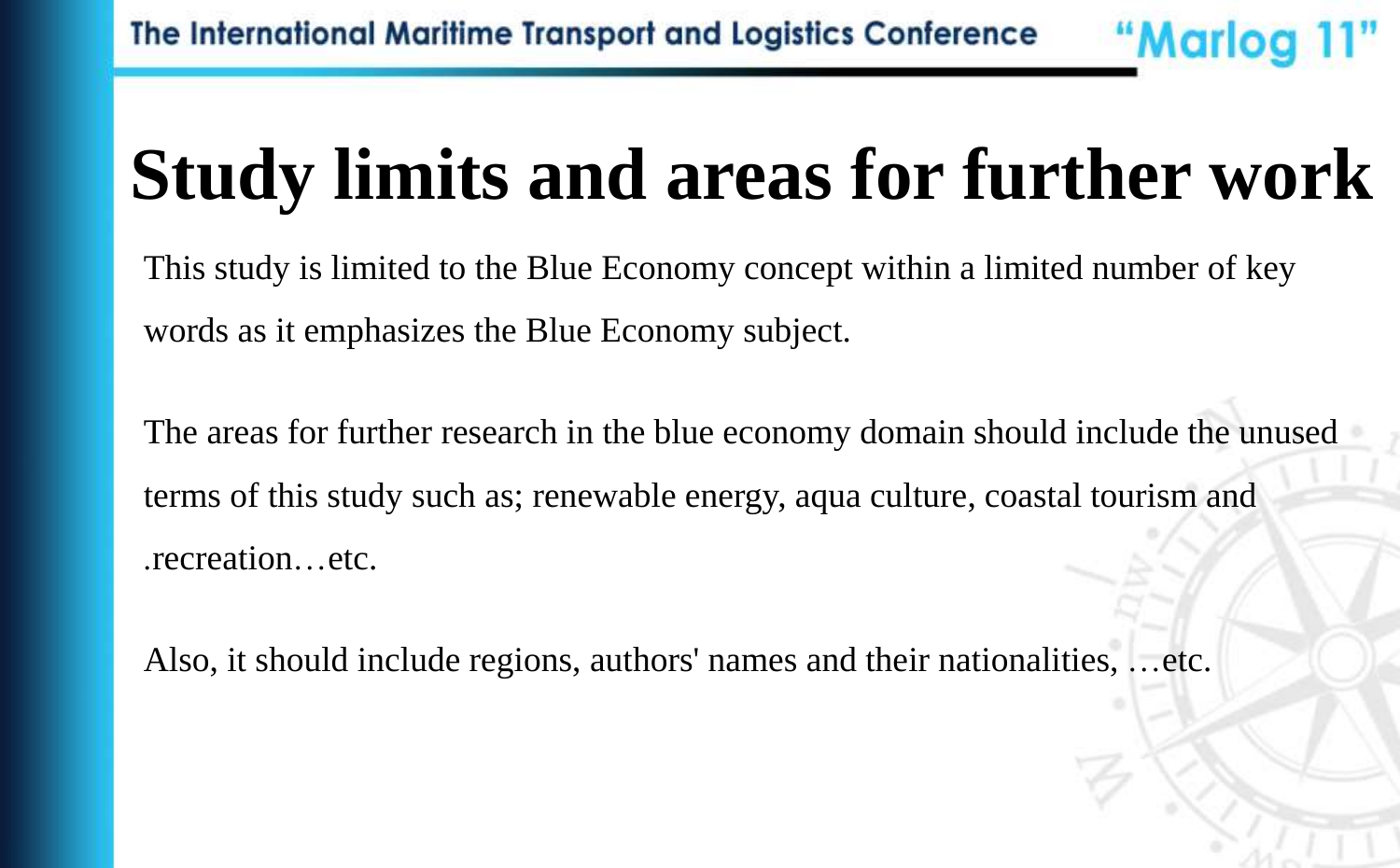# Study limits and areas for further work

This study is limited to the Blue Economy concept within a limited number of key words as it emphasizes the Blue Economy subject.

The areas for further research in the blue economy domain should include the unused terms of this study such as; renewable energy, aqua culture, coastal tourism and .recreation…etc.

Also, it should include regions, authors' names and their nationalities, …etc.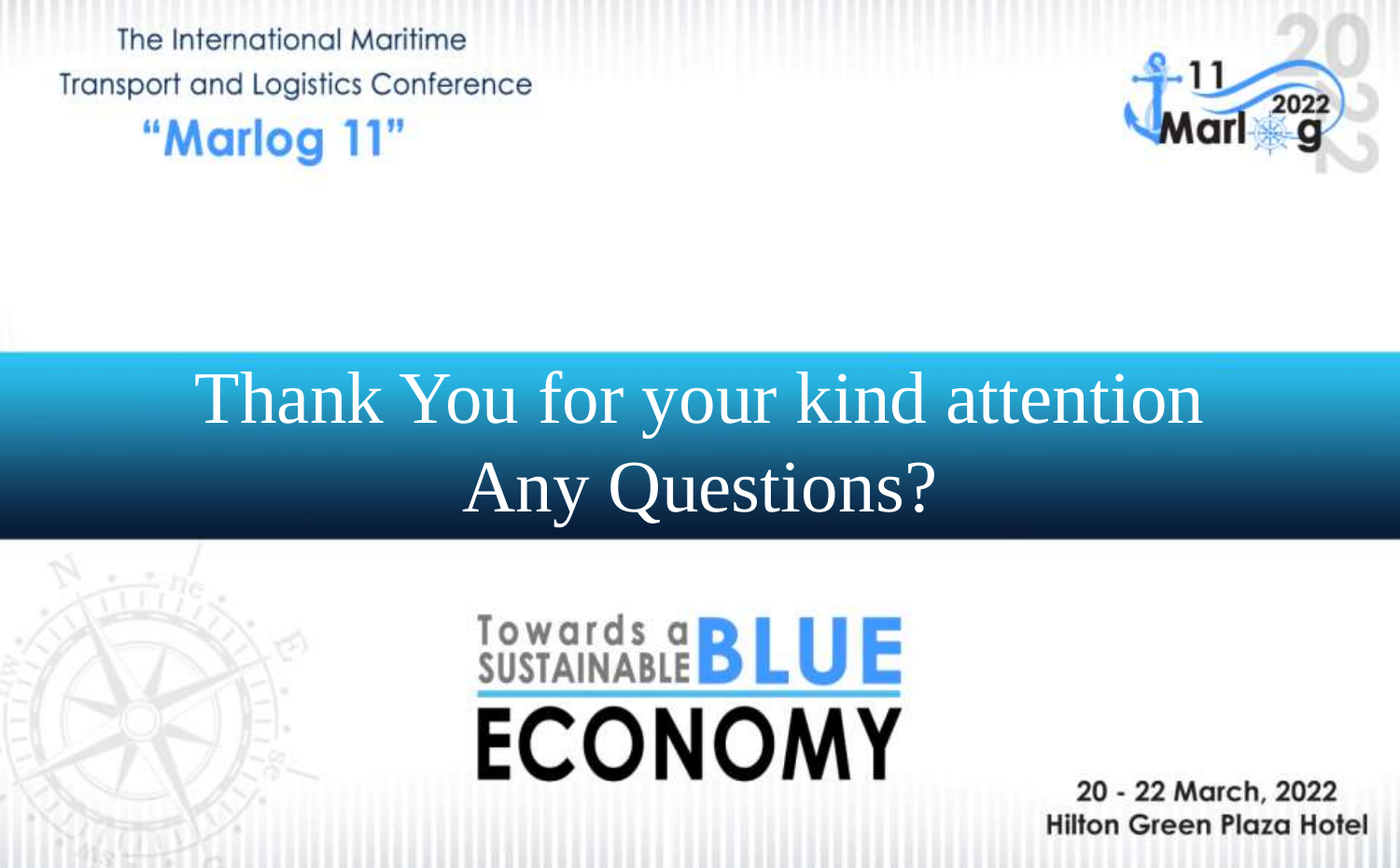The International Maritime Transport and Logistics Conference

"Marlog 11"

# Thank You for your kind attention
# Any Questions?

Towards a Sustainable BLUE ECONOMY

20 - 22 March, 2022

Hilton Green Plaza Hotel